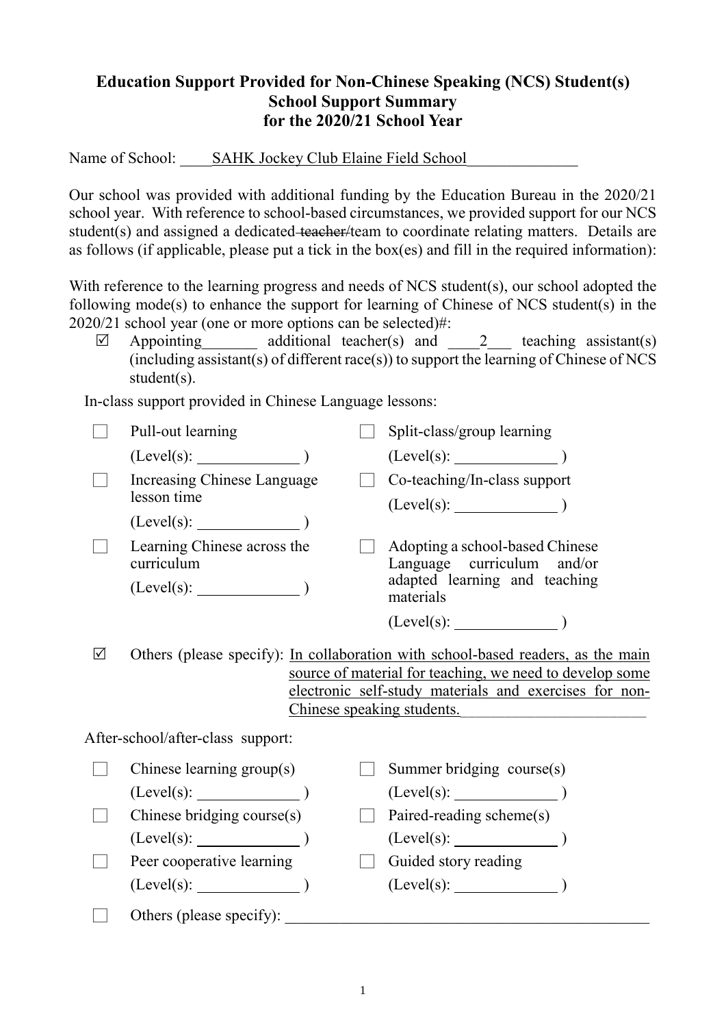**Education Support Provided for Non-Chinese Speaking (NCS) Student(s)**
**School Support Summary**
**for the 2020/21 School Year**

Name of School: SAHK Jockey Club Elaine Field School

Our school was provided with additional funding by the Education Bureau in the 2020/21 school year. With reference to school-based circumstances, we provided support for our NCS student(s) and assigned a dedicated ~~teacher~~/team to coordinate relating matters. Details are as follows (if applicable, please put a tick in the box(es) and fill in the required information):

With reference to the learning progress and needs of NCS student(s), our school adopted the following mode(s) to enhance the support for learning of Chinese of NCS student(s) in the 2020/21 school year (one or more options can be selected)#:

☑ Appointing ______ additional teacher(s) and 2 teaching assistant(s) (including assistant(s) of different race(s)) to support the learning of Chinese of NCS student(s).

In-class support provided in Chinese Language lessons:

☐ Pull-out learning (Level(s): ______ )

☐ Split-class/group learning (Level(s): ______ )

☐ Increasing Chinese Language lesson time (Level(s): ______ )

☐ Co-teaching/In-class support (Level(s): ______ )

☐ Learning Chinese across the curriculum (Level(s): ______ )

☐ Adopting a school-based Chinese Language curriculum and/or adapted learning and teaching materials (Level(s): ______ )

☑ Others (please specify): In collaboration with school-based readers, as the main source of material for teaching, we need to develop some electronic self-study materials and exercises for non-Chinese speaking students.

After-school/after-class support:

☐ Chinese learning group(s) (Level(s): ______ )

☐ Summer bridging course(s) (Level(s): ______ )

☐ Chinese bridging course(s) (Level(s): ______ )

☐ Paired-reading scheme(s) (Level(s): ______ )

☐ Peer cooperative learning (Level(s): ______ )

☐ Guided story reading (Level(s): ______ )

☐ Others (please specify): ______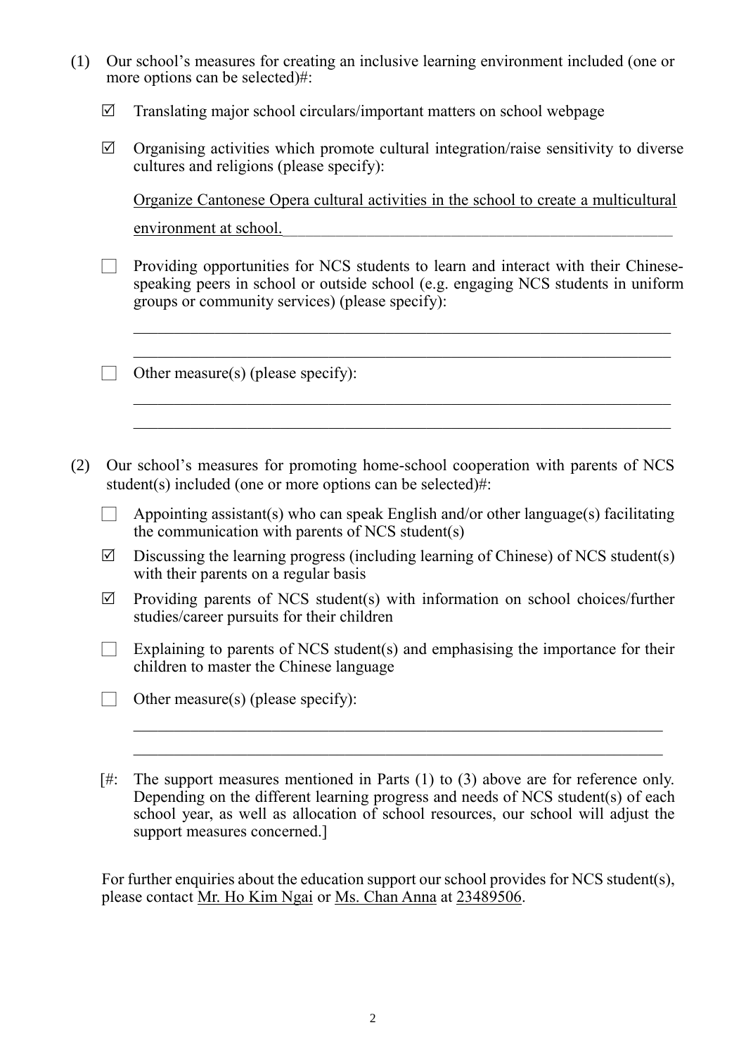(1) Our school's measures for creating an inclusive learning environment included (one or more options can be selected)#:

- ☑ Translating major school circulars/important matters on school webpage
- ☑ Organising activities which promote cultural integration/raise sensitivity to diverse cultures and religions (please specify):

  Organize Cantonese Opera cultural activities in the school to create a multicultural environment at school.

- ☐ Providing opportunities for NCS students to learn and interact with their Chinese-speaking peers in school or outside school (e.g. engaging NCS students in uniform groups or community services) (please specify):

  ____________________________________________

  ____________________________________________

- ☐ Other measure(s) (please specify):

  ____________________________________________

  ____________________________________________

(2) Our school's measures for promoting home-school cooperation with parents of NCS student(s) included (one or more options can be selected)#:

- ☐ Appointing assistant(s) who can speak English and/or other language(s) facilitating the communication with parents of NCS student(s)
- ☑ Discussing the learning progress (including learning of Chinese) of NCS student(s) with their parents on a regular basis
- ☑ Providing parents of NCS student(s) with information on school choices/further studies/career pursuits for their children
- ☐ Explaining to parents of NCS student(s) and emphasising the importance for their children to master the Chinese language
- ☐ Other measure(s) (please specify):

  ____________________________________________

  ____________________________________________

[#: The support measures mentioned in Parts (1) to (3) above are for reference only. Depending on the different learning progress and needs of NCS student(s) of each school year, as well as allocation of school resources, our school will adjust the support measures concerned.]

For further enquiries about the education support our school provides for NCS student(s), please contact Mr. Ho Kim Ngai or Ms. Chan Anna at 23489506.